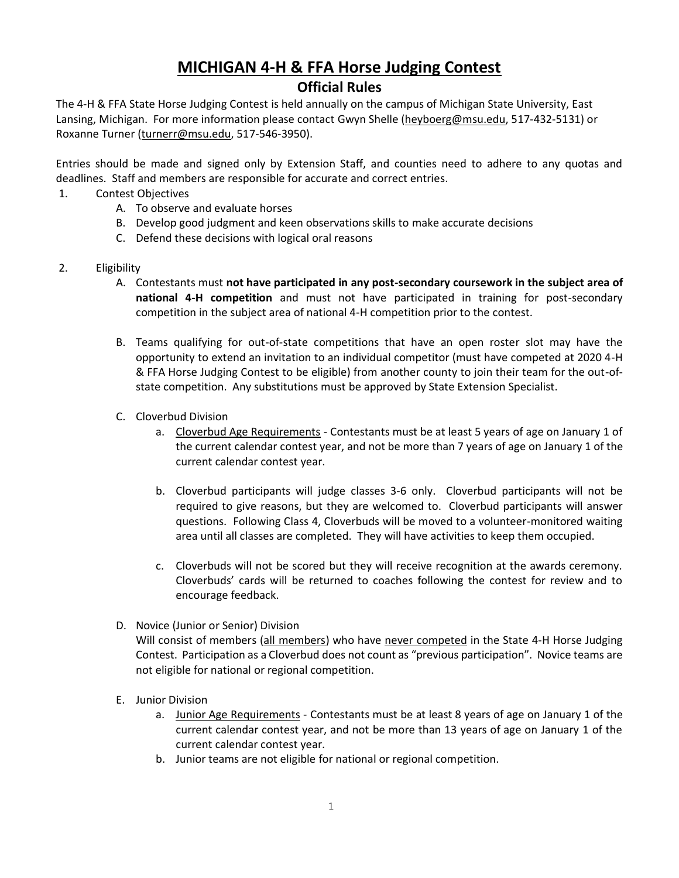# MICHIGAN 4-H & FFA Horse Judging Contest

## Official Rules

The 4-H & FFA State Horse Judging Contest is held annually on the campus of Michigan State University, East Lansing, Michigan. For more information please contact Gwyn Shelle (heyboerg@msu.edu, 517-432-5131) or Roxanne Turner (turnerr@msu.edu, 517-546-3950).

Entries should be made and signed only by Extension Staff, and counties need to adhere to any quotas and deadlines. Staff and members are responsible for accurate and correct entries.

1. Contest Objectives
   - A. To observe and evaluate horses
   - B. Develop good judgment and keen observations skills to make accurate decisions
   - C. Defend these decisions with logical oral reasons

2. Eligibility
   - A. Contestants must **not have participated in any post-secondary coursework in the subject area of national 4-H competition** and must not have participated in training for post-secondary competition in the subject area of national 4-H competition prior to the contest.

   - B. Teams qualifying for out-of-state competitions that have an open roster slot may have the opportunity to extend an invitation to an individual competitor (must have competed at 2020 4-H & FFA Horse Judging Contest to be eligible) from another county to join their team for the out-of-state competition. Any substitutions must be approved by State Extension Specialist.

   - C. Cloverbud Division
     - a. Cloverbud Age Requirements - Contestants must be at least 5 years of age on January 1 of the current calendar contest year, and not be more than 7 years of age on January 1 of the current calendar contest year.

     - b. Cloverbud participants will judge classes 3-6 only. Cloverbud participants will not be required to give reasons, but they are welcomed to. Cloverbud participants will answer questions. Following Class 4, Cloverbuds will be moved to a volunteer-monitored waiting area until all classes are completed. They will have activities to keep them occupied.

     - c. Cloverbuds will not be scored but they will receive recognition at the awards ceremony. Cloverbuds' cards will be returned to coaches following the contest for review and to encourage feedback.

   - D. Novice (Junior or Senior) Division

     Will consist of members (all members) who have never competed in the State 4-H Horse Judging Contest. Participation as a Cloverbud does not count as "previous participation". Novice teams are not eligible for national or regional competition.

   - E. Junior Division
     - a. Junior Age Requirements - Contestants must be at least 8 years of age on January 1 of the current calendar contest year, and not be more than 13 years of age on January 1 of the current calendar contest year.
     - b. Junior teams are not eligible for national or regional competition.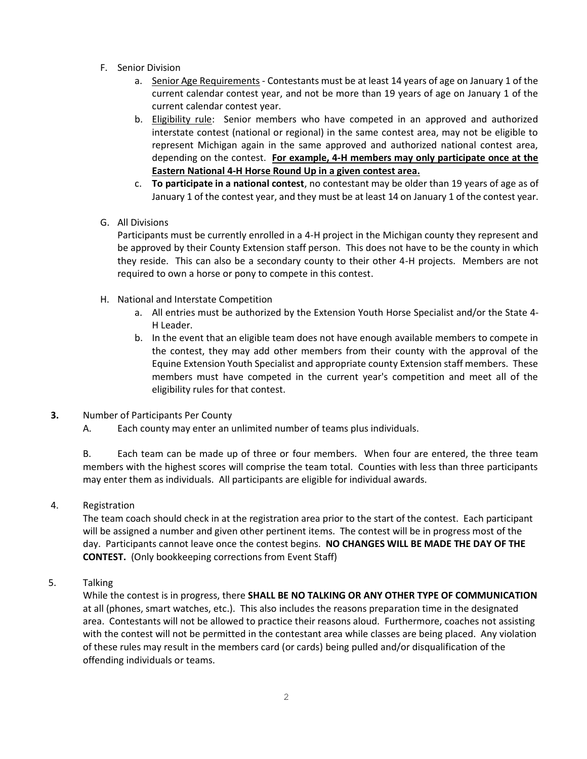F. Senior Division

   a. Senior Age Requirements - Contestants must be at least 14 years of age on January 1 of the current calendar contest year, and not be more than 19 years of age on January 1 of the current calendar contest year.

   b. Eligibility rule: Senior members who have competed in an approved and authorized interstate contest (national or regional) in the same contest area, may not be eligible to represent Michigan again in the same approved and authorized national contest area, depending on the contest. **For example, 4-H members may only participate once at the Eastern National 4-H Horse Round Up in a given contest area.**

   c. **To participate in a national contest**, no contestant may be older than 19 years of age as of January 1 of the contest year, and they must be at least 14 on January 1 of the contest year.

G. All Divisions

   Participants must be currently enrolled in a 4-H project in the Michigan county they represent and be approved by their County Extension staff person. This does not have to be the county in which they reside. This can also be a secondary county to their other 4-H projects. Members are not required to own a horse or pony to compete in this contest.

H. National and Interstate Competition

   a. All entries must be authorized by the Extension Youth Horse Specialist and/or the State 4-H Leader.

   b. In the event that an eligible team does not have enough available members to compete in the contest, they may add other members from their county with the approval of the Equine Extension Youth Specialist and appropriate county Extension staff members. These members must have competed in the current year's competition and meet all of the eligibility rules for that contest.

**3.** Number of Participants Per County

A. Each county may enter an unlimited number of teams plus individuals.

B. Each team can be made up of three or four members. When four are entered, the three team members with the highest scores will comprise the team total. Counties with less than three participants may enter them as individuals. All participants are eligible for individual awards.

4. Registration

The team coach should check in at the registration area prior to the start of the contest. Each participant will be assigned a number and given other pertinent items. The contest will be in progress most of the day. Participants cannot leave once the contest begins. **NO CHANGES WILL BE MADE THE DAY OF THE CONTEST.** (Only bookkeeping corrections from Event Staff)

5. Talking

While the contest is in progress, there **SHALL BE NO TALKING OR ANY OTHER TYPE OF COMMUNICATION** at all (phones, smart watches, etc.). This also includes the reasons preparation time in the designated area. Contestants will not be allowed to practice their reasons aloud. Furthermore, coaches not assisting with the contest will not be permitted in the contestant area while classes are being placed. Any violation of these rules may result in the members card (or cards) being pulled and/or disqualification of the offending individuals or teams.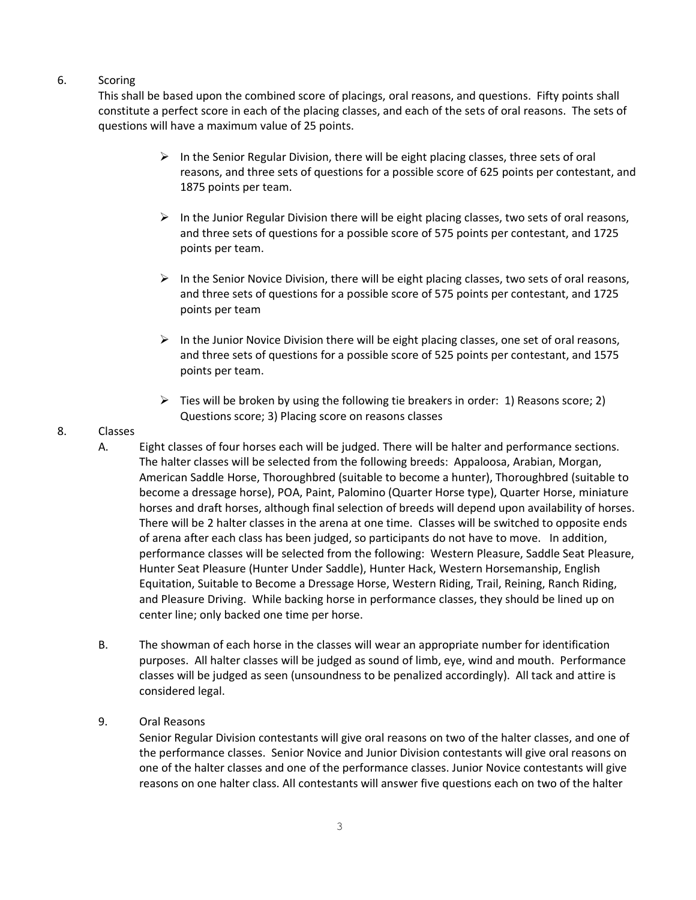6. Scoring

   This shall be based upon the combined score of placings, oral reasons, and questions. Fifty points shall constitute a perfect score in each of the placing classes, and each of the sets of oral reasons. The sets of questions will have a maximum value of 25 points.

   - In the Senior Regular Division, there will be eight placing classes, three sets of oral reasons, and three sets of questions for a possible score of 625 points per contestant, and 1875 points per team.
   - In the Junior Regular Division there will be eight placing classes, two sets of oral reasons, and three sets of questions for a possible score of 575 points per contestant, and 1725 points per team.
   - In the Senior Novice Division, there will be eight placing classes, two sets of oral reasons, and three sets of questions for a possible score of 575 points per contestant, and 1725 points per team
   - In the Junior Novice Division there will be eight placing classes, one set of oral reasons, and three sets of questions for a possible score of 525 points per contestant, and 1575 points per team.
   - Ties will be broken by using the following tie breakers in order: 1) Reasons score; 2) Questions score; 3) Placing score on reasons classes

8. Classes

   A. Eight classes of four horses each will be judged. There will be halter and performance sections. The halter classes will be selected from the following breeds: Appaloosa, Arabian, Morgan, American Saddle Horse, Thoroughbred (suitable to become a hunter), Thoroughbred (suitable to become a dressage horse), POA, Paint, Palomino (Quarter Horse type), Quarter Horse, miniature horses and draft horses, although final selection of breeds will depend upon availability of horses. There will be 2 halter classes in the arena at one time. Classes will be switched to opposite ends of arena after each class has been judged, so participants do not have to move. In addition, performance classes will be selected from the following: Western Pleasure, Saddle Seat Pleasure, Hunter Seat Pleasure (Hunter Under Saddle), Hunter Hack, Western Horsemanship, English Equitation, Suitable to Become a Dressage Horse, Western Riding, Trail, Reining, Ranch Riding, and Pleasure Driving. While backing horse in performance classes, they should be lined up on center line; only backed one time per horse.

   B. The showman of each horse in the classes will wear an appropriate number for identification purposes. All halter classes will be judged as sound of limb, eye, wind and mouth. Performance classes will be judged as seen (unsoundness to be penalized accordingly). All tack and attire is considered legal.

9. Oral Reasons

   Senior Regular Division contestants will give oral reasons on two of the halter classes, and one of the performance classes. Senior Novice and Junior Division contestants will give oral reasons on one of the halter classes and one of the performance classes. Junior Novice contestants will give reasons on one halter class. All contestants will answer five questions each on two of the halter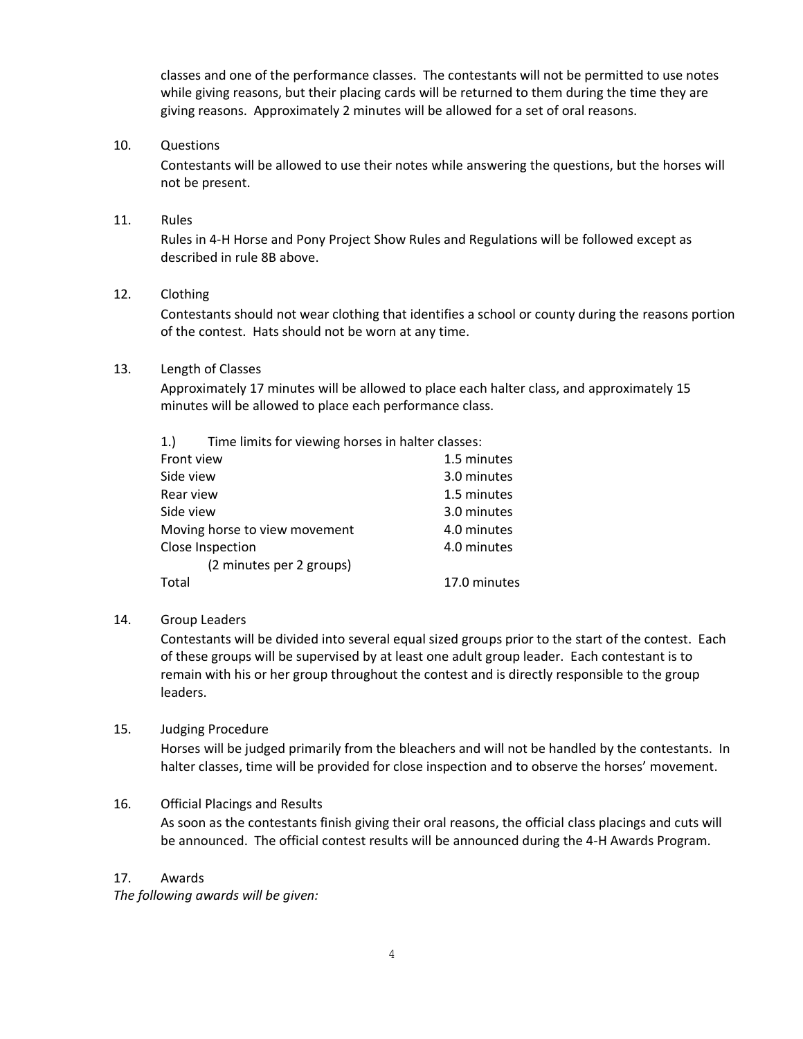classes and one of the performance classes. The contestants will not be permitted to use notes while giving reasons, but their placing cards will be returned to them during the time they are giving reasons. Approximately 2 minutes will be allowed for a set of oral reasons.

10. Questions

    Contestants will be allowed to use their notes while answering the questions, but the horses will not be present.

11. Rules

    Rules in 4-H Horse and Pony Project Show Rules and Regulations will be followed except as described in rule 8B above.

12. Clothing

    Contestants should not wear clothing that identifies a school or county during the reasons portion of the contest. Hats should not be worn at any time.

13. Length of Classes

    Approximately 17 minutes will be allowed to place each halter class, and approximately 15 minutes will be allowed to place each performance class.

    1.) Time limits for viewing horses in halter classes:

| | |
|---|---|
| Front view | 1.5 minutes |
| Side view | 3.0 minutes |
| Rear view | 1.5 minutes |
| Side view | 3.0 minutes |
| Moving horse to view movement | 4.0 minutes |
| Close Inspection (2 minutes per 2 groups) | 4.0 minutes |
| Total | 17.0 minutes |

14. Group Leaders

    Contestants will be divided into several equal sized groups prior to the start of the contest. Each of these groups will be supervised by at least one adult group leader. Each contestant is to remain with his or her group throughout the contest and is directly responsible to the group leaders.

15. Judging Procedure

    Horses will be judged primarily from the bleachers and will not be handled by the contestants. In halter classes, time will be provided for close inspection and to observe the horses' movement.

16. Official Placings and Results

    As soon as the contestants finish giving their oral reasons, the official class placings and cuts will be announced. The official contest results will be announced during the 4-H Awards Program.

17. Awards

*The following awards will be given:*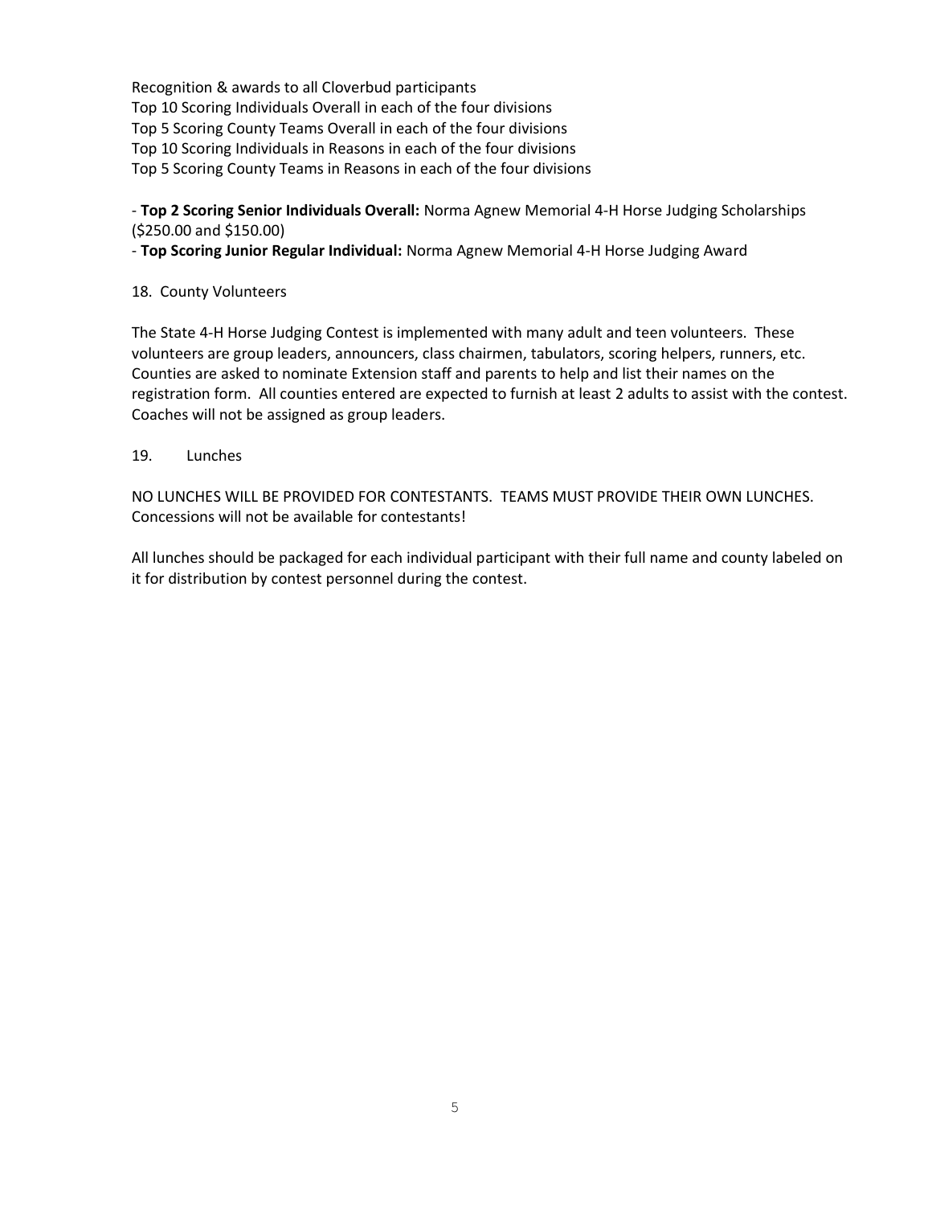Recognition & awards to all Cloverbud participants
Top 10 Scoring Individuals Overall in each of the four divisions
Top 5 Scoring County Teams Overall in each of the four divisions
Top 10 Scoring Individuals in Reasons in each of the four divisions
Top 5 Scoring County Teams in Reasons in each of the four divisions

- **Top 2 Scoring Senior Individuals Overall:** Norma Agnew Memorial 4-H Horse Judging Scholarships ($250.00 and $150.00)
- **Top Scoring Junior Regular Individual:** Norma Agnew Memorial 4-H Horse Judging Award

18. County Volunteers

The State 4-H Horse Judging Contest is implemented with many adult and teen volunteers. These volunteers are group leaders, announcers, class chairmen, tabulators, scoring helpers, runners, etc. Counties are asked to nominate Extension staff and parents to help and list their names on the registration form. All counties entered are expected to furnish at least 2 adults to assist with the contest. Coaches will not be assigned as group leaders.

19. Lunches

NO LUNCHES WILL BE PROVIDED FOR CONTESTANTS. TEAMS MUST PROVIDE THEIR OWN LUNCHES. Concessions will not be available for contestants!

All lunches should be packaged for each individual participant with their full name and county labeled on it for distribution by contest personnel during the contest.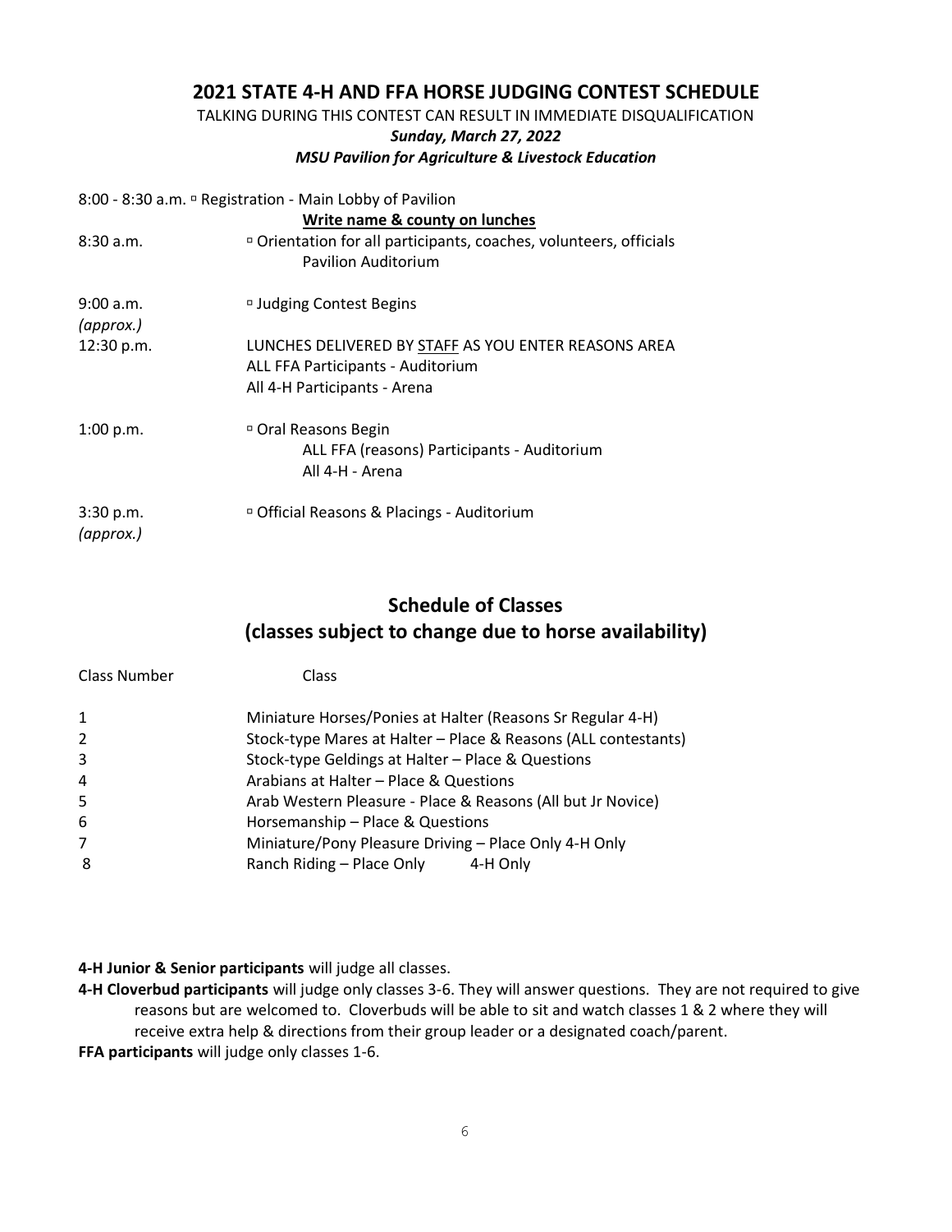## 2021 STATE 4-H AND FFA HORSE JUDGING CONTEST SCHEDULE

TALKING DURING THIS CONTEST CAN RESULT IN IMMEDIATE DISQUALIFICATION

***Sunday, March 27, 2022***

***MSU Pavilion for Agriculture & Livestock Education***

| | |
|---|---|
| 8:00 - 8:30 a.m. | ▫ Registration - Main Lobby of Pavilion<br>**Write name & county on lunches** |
| 8:30 a.m. | ▫ Orientation for all participants, coaches, volunteers, officials<br>Pavilion Auditorium |
| 9:00 a.m. *(approx.)* | ▫ Judging Contest Begins |
| 12:30 p.m. | LUNCHES DELIVERED BY STAFF AS YOU ENTER REASONS AREA<br>ALL FFA Participants - Auditorium<br>All 4-H Participants - Arena |
| 1:00 p.m. | ▫ Oral Reasons Begin<br>ALL FFA (reasons) Participants - Auditorium<br>All 4-H - Arena |
| 3:30 p.m. *(approx.)* | ▫ Official Reasons & Placings - Auditorium |

## Schedule of Classes
## (classes subject to change due to horse availability)

| Class Number | Class |
|---|---|
| 1 | Miniature Horses/Ponies at Halter (Reasons Sr Regular 4-H) |
| 2 | Stock-type Mares at Halter – Place & Reasons (ALL contestants) |
| 3 | Stock-type Geldings at Halter – Place & Questions |
| 4 | Arabians at Halter – Place & Questions |
| 5 | Arab Western Pleasure - Place & Reasons (All but Jr Novice) |
| 6 | Horsemanship – Place & Questions |
| 7 | Miniature/Pony Pleasure Driving – Place Only 4-H Only |
| 8 | Ranch Riding – Place Only 4-H Only |

**4-H Junior & Senior participants** will judge all classes.

**4-H Cloverbud participants** will judge only classes 3-6. They will answer questions. They are not required to give reasons but are welcomed to. Cloverbuds will be able to sit and watch classes 1 & 2 where they will receive extra help & directions from their group leader or a designated coach/parent.

**FFA participants** will judge only classes 1-6.